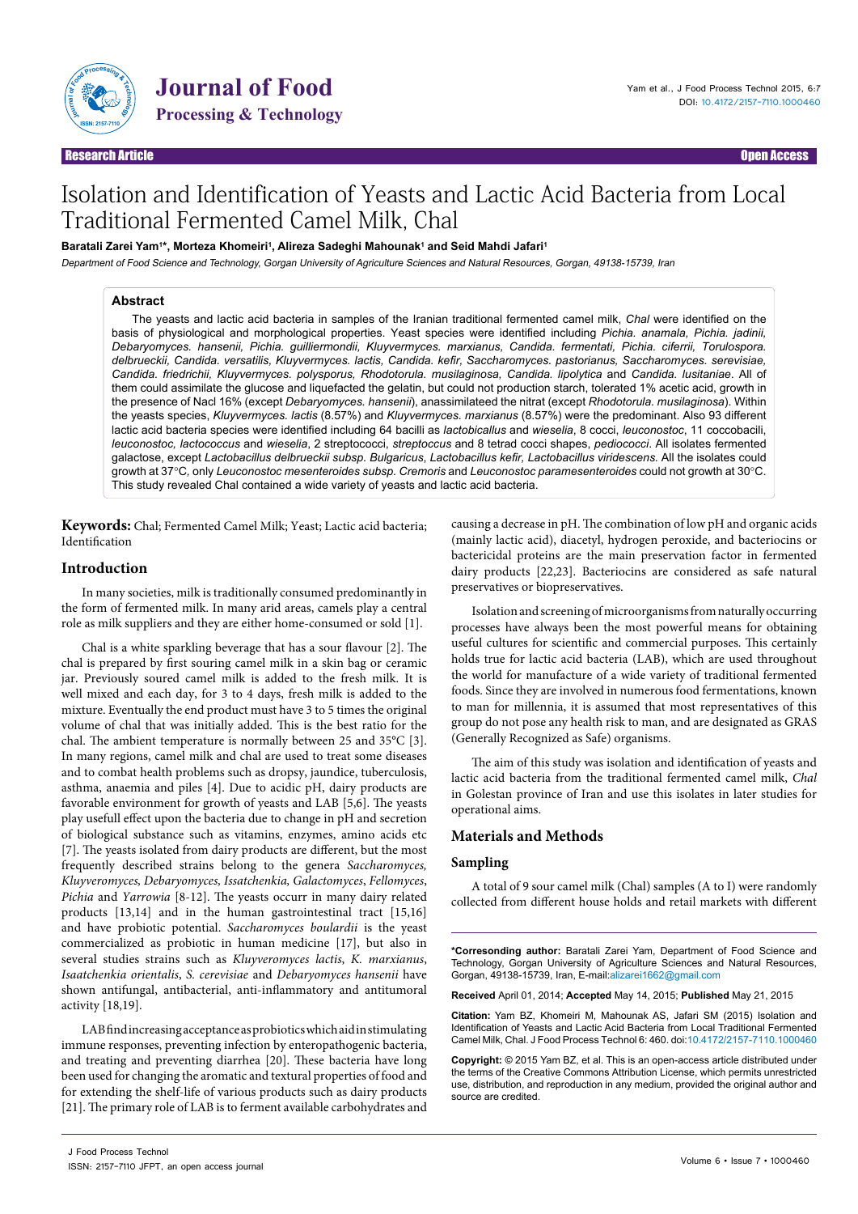Research Article · Open Access

# Isolation and Identification of Yeasts and Lactic Acid Bacteria from Local Traditional Fermented Camel Milk, Chal

**Baratali Zarei Yam[1]*, Morteza Khomeiri[1], Alireza Sadeghi Mahounak[1] and Seid Mahdi Jafari[1]**

*Department of Food Science and Technology, Gorgan University of Agriculture Sciences and Natural Resources, Gorgan, 49138-15739, Iran*

## Abstract

The yeasts and lactic acid bacteria in samples of the Iranian traditional fermented camel milk, *Chal* were identified on the basis of physiological and morphological properties. Yeast species were identified including *Pichia. anamala, Pichia. jadinii, Debaryomyces. hansenii, Pichia. guilliermondii, Kluyvermyces. marxianus, Candida. fermentati, Pichia. ciferrii, Torulospora. delbrueckii, Candida. versatilis, Kluyvermyces. lactis, Candida. kefir, Saccharomyces. pastorianus, Saccharomyces. serevisiae, Candida. friedrichii, Kluyvermyces. polysporus, Rhodotorula. musilaginosa, Candida. lipolytica* and *Candida. lusitaniae*. All of them could assimilate the glucose and liquefacted the gelatin, but could not production starch, tolerated 1% acetic acid, growth in the presence of Nacl 16% (except *Debaryomyces. hansenii*), anassimilateed the nitrat (except *Rhodotorula. musilaginosa*). Within the yeasts species, *Kluyvermyces. lactis* (8.57%) and *Kluyvermyces. marxianus* (8.57%) were the predominant. Also 93 different lactic acid bacteria species were identified including 64 bacilli as *lactobicallus* and *wieselia*, 8 cocci, *leuconostoc*, 11 coccobacili, *leuconostoc, lactococcus* and *wieselia*, 2 streptococci, *streptoccus* and 8 tetrad cocci shapes, *pediococci*. All isolates fermented galactose, except *Lactobacillus delbrueckii subsp. Bulgaricus*, *Lactobacillus kefir, Lactobacillus viridescens.* All the isolates could growth at 37°C, only *Leuconostoc mesenteroides subsp. Cremoris* and *Leuconostoc paramesenteroides* could not growth at 30°C. This study revealed Chal contained a wide variety of yeasts and lactic acid bacteria.

**Keywords:** Chal; Fermented Camel Milk; Yeast; Lactic acid bacteria; Identification

## Introduction

In many societies, milk is traditionally consumed predominantly in the form of fermented milk. In many arid areas, camels play a central role as milk suppliers and they are either home-consumed or sold [1].

Chal is a white sparkling beverage that has a sour flavour [2]. The chal is prepared by first souring camel milk in a skin bag or ceramic jar. Previously soured camel milk is added to the fresh milk. It is well mixed and each day, for 3 to 4 days, fresh milk is added to the mixture. Eventually the end product must have 3 to 5 times the original volume of chal that was initially added. This is the best ratio for the chal. The ambient temperature is normally between 25 and 35°C [3]. In many regions, camel milk and chal are used to treat some diseases and to combat health problems such as dropsy, jaundice, tuberculosis, asthma, anaemia and piles [4]. Due to acidic pH, dairy products are favorable environment for growth of yeasts and LAB [5,6]. The yeasts play usefull effect upon the bacteria due to change in pH and secretion of biological substance such as vitamins, enzymes, amino acids etc [7]. The yeasts isolated from dairy products are different, but the most frequently described strains belong to the genera *Saccharomyces, Kluyveromyces, Debaryomyces, Issatchenkia, Galactomyces*, *Fellomyces*, *Pichia* and *Yarrowia* [8-12]. The yeasts occurr in many dairy related products [13,14] and in the human gastrointestinal tract [15,16] and have probiotic potential. *Saccharomyces boulardii* is the yeast commercialized as probiotic in human medicine [17], but also in several studies strains such as *Kluyveromyces lactis*, *K. marxianus*, *Isaatchenkia orientalis*, *S. cerevisiae* and *Debaryomyces hansenii* have shown antifungal, antibacterial, anti-inflammatory and antitumoral activity [18,19].

LAB find increasing acceptance as probiotics which aid in stimulating immune responses, preventing infection by enteropathogenic bacteria, and treating and preventing diarrhea [20]. These bacteria have long been used for changing the aromatic and textural properties of food and for extending the shelf-life of various products such as dairy products [21]. The primary role of LAB is to ferment available carbohydrates and causing a decrease in pH. The combination of low pH and organic acids (mainly lactic acid), diacetyl, hydrogen peroxide, and bacteriocins or bactericidal proteins are the main preservation factor in fermented dairy products [22,23]. Bacteriocins are considered as safe natural preservatives or biopreservatives.

Isolation and screening of microorganisms from naturally occurring processes have always been the most powerful means for obtaining useful cultures for scientific and commercial purposes. This certainly holds true for lactic acid bacteria (LAB), which are used throughout the world for manufacture of a wide variety of traditional fermented foods. Since they are involved in numerous food fermentations, known to man for millennia, it is assumed that most representatives of this group do not pose any health risk to man, and are designated as GRAS (Generally Recognized as Safe) organisms.

The aim of this study was isolation and identification of yeasts and lactic acid bacteria from the traditional fermented camel milk, *Chal* in Golestan province of Iran and use this isolates in later studies for operational aims.

## Materials and Methods

### Sampling

A total of 9 sour camel milk (Chal) samples (A to I) were randomly collected from different house holds and retail markets with different

---

**\*Corresponding author:** Baratali Zarei Yam, Department of Food Science and Technology, Gorgan University of Agriculture Sciences and Natural Resources, Gorgan, 49138-15739, Iran, E-mail: alizarei1662@gmail.com

**Received** April 01, 2014; **Accepted** May 14, 2015; **Published** May 21, 2015

**Citation:** Yam BZ, Khomeiri M, Mahounak AS, Jafari SM (2015) Isolation and Identification of Yeasts and Lactic Acid Bacteria from Local Traditional Fermented Camel Milk, Chal. J Food Process Technol 6: 460. doi:10.4172/2157-7110.1000460

**Copyright:** © 2015 Yam BZ, et al. This is an open-access article distributed under the terms of the Creative Commons Attribution License, which permits unrestricted use, distribution, and reproduction in any medium, provided the original author and source are credited.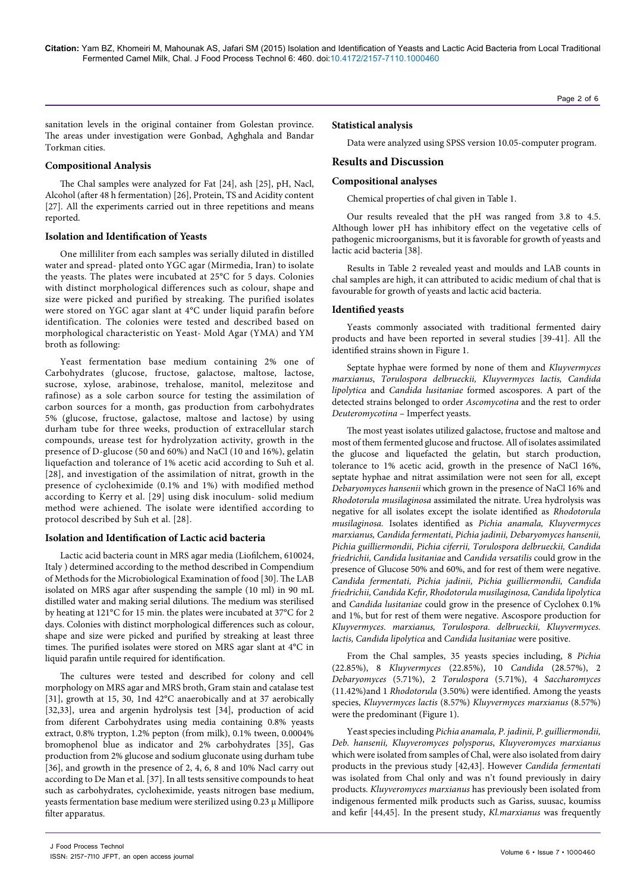sanitation levels in the original container from Golestan province. The areas under investigation were Gonbad, Aghghala and Bandar Torkman cities.

### Compositional Analysis

The Chal samples were analyzed for Fat [24], ash [25], pH, Nacl, Alcohol (after 48 h fermentation) [26], Protein, TS and Acidity content [27]. All the experiments carried out in three repetitions and means reported.

### Isolation and Identification of Yeasts

One milliliter from each samples was serially diluted in distilled water and spread- plated onto YGC agar (Mirmedia, Iran) to isolate the yeasts. The plates were incubated at 25°C for 5 days. Colonies with distinct morphological differences such as colour, shape and size were picked and purified by streaking. The purified isolates were stored on YGC agar slant at 4°C under liquid parafin before identification. The colonies were tested and described based on morphological characteristic on Yeast- Mold Agar (YMA) and YM broth as following:

Yeast fermentation base medium containing 2% one of Carbohydrates (glucose, fructose, galactose, maltose, lactose, sucrose, xylose, arabinose, trehalose, manitol, melezitose and rafinose) as a sole carbon source for testing the assimilation of carbon sources for a month, gas production from carbohydrates 5% (glucose, fructose, galactose, maltose and lactose) by using durham tube for three weeks, production of extracellular starch compounds, urease test for hydrolyzation activity, growth in the presence of D-glucose (50 and 60%) and NaCl (10 and 16%), gelatin liquefaction and tolerance of 1% acetic acid according to Suh et al. [28], and investigation of the assimilation of nitrat, growth in the presence of cycloheximide (0.1% and 1%) with modified method according to Kerry et al. [29] using disk inoculum- solid medium method were achiened. The isolate were identified according to protocol described by Suh et al. [28].

### Isolation and Identification of Lactic acid bacteria

Lactic acid bacteria count in MRS agar media (Liofilchem, 610024, Italy ) determined according to the method described in Compendium of Methods for the Microbiological Examination of food [30]. The LAB isolated on MRS agar after suspending the sample (10 ml) in 90 mL distilled water and making serial dilutions. The medium was sterilised by heating at 121°C for 15 min. the plates were incubated at 37°C for 2 days. Colonies with distinct morphological differences such as colour, shape and size were picked and purified by streaking at least three times. The purified isolates were stored on MRS agar slant at 4°C in liquid parafin untile required for identification.

The cultures were tested and described for colony and cell morphology on MRS agar and MRS broth, Gram stain and catalase test [31], growth at 15, 30, 1nd 42°C anaerobically and at 37 aerobically [32,33], urea and argenin hydrolysis test [34], production of acid from diferent Carbohydrates using media containing 0.8% yeasts extract, 0.8% trypton, 1.2% pepton (from milk), 0.1% tween, 0.0004% bromophenol blue as indicator and 2% carbohydrates [35], Gas production from 2% glucose and sodium gluconate using durham tube [36], and growth in the presence of 2, 4, 6, 8 and 10% Nacl carry out according to De Man et al. [37]. In all tests sensitive compounds to heat such as carbohydrates, cycloheximide, yeasts nitrogen base medium, yeasts fermentation base medium were sterilized using 0.23 μ Millipore filter apparatus.

### Statistical analysis

Data were analyzed using SPSS version 10.05-computer program.

## Results and Discussion

### Compositional analyses

Chemical properties of chal given in Table 1.

Our results revealed that the pH was ranged from 3.8 to 4.5. Although lower pH has inhibitory effect on the vegetative cells of pathogenic microorganisms, but it is favorable for growth of yeasts and lactic acid bacteria [38].

Results in Table 2 revealed yeast and moulds and LAB counts in chal samples are high, it can attributed to acidic medium of chal that is favourable for growth of yeasts and lactic acid bacteria.

### Identified yeasts

Yeasts commonly associated with traditional fermented dairy products and have been reported in several studies [39-41]. All the identified strains shown in Figure 1.

Septate hyphae were formed by none of them and *Kluyvermyces marxianus*, *Torulospora delbrueckii, Kluyvermyces lactis, Candida lipolytica* and *Candida lusitaniae* formed ascospores. A part of the detected strains belonged to order *Ascomycotina* and the rest to order *Deuteromycotina* – Imperfect yeasts.

The most yeast isolates utilized galactose, fructose and maltose and most of them fermented glucose and fructose. All of isolates assimilated the glucose and liquefacted the gelatin, but starch production, tolerance to 1% acetic acid, growth in the presence of NaCl 16%, septate hyphae and nitrat assimilation were not seen for all, except *Debaryomyces hansenii* which grown in the presence of NaCl 16% and *Rhodotorula musilaginosa* assimilated the nitrate. Urea hydrolysis was negative for all isolates except the isolate identified as *Rhodotorula musilaginosa.* Isolates identified as *Pichia anamala, Kluyvermyces marxianus, Candida fermentati, Pichia jadinii, Debaryomyces hansenii, Pichia guilliermondii, Pichia ciferrii, Torulospora delbrueckii, Candida friedrichii, Candida lusitaniae* and *Candida versatilis* could grow in the presence of Glucose 50% and 60%, and for rest of them were negative. *Candida fermentati, Pichia jadinii, Pichia guilliermondii, Candida friedrichii, Candida Kefir, Rhodotorula musilaginosa, Candida lipolytica* and *Candida lusitaniae* could grow in the presence of Cyclohex 0.1% and 1%, but for rest of them were negative. Ascospore production for *Kluyvermyces. marxianus, Torulospora. delbrueckii, Kluyvermyces. lactis, Candida lipolytica* and *Candida lusitaniae* were positive.

From the Chal samples, 35 yeasts species including, 8 *Pichia* (22.85%), 8 *Kluyvermyces* (22.85%), 10 *Candida* (28.57%), 2 *Debaryomyces* (5.71%), 2 *Torulospora* (5.71%), 4 *Saccharomyces* (11.42%)and 1 *Rhodotorula* (3.50%) were identified. Among the yeasts species, *Kluyvermyces lactis* (8.57%) *Kluyvermyces marxianus* (8.57%) were the predominant (Figure 1).

Yeast species including *Pichia anamala, P. jadinii, P. guilliermondii, Deb. hansenii, Kluyveromyces polysporus*, *Kluyveromyces marxianus* which were isolated from samples of Chal, were also isolated from dairy products in the previous study [42,43]. However *Candida fermentati* was isolated from Chal only and was n't found previously in dairy products. *Kluyveromyces marxianus* has previously been isolated from indigenous fermented milk products such as Gariss, suusac, koumiss and kefir [44,45]. In the present study, *Kl.marxianus* was frequently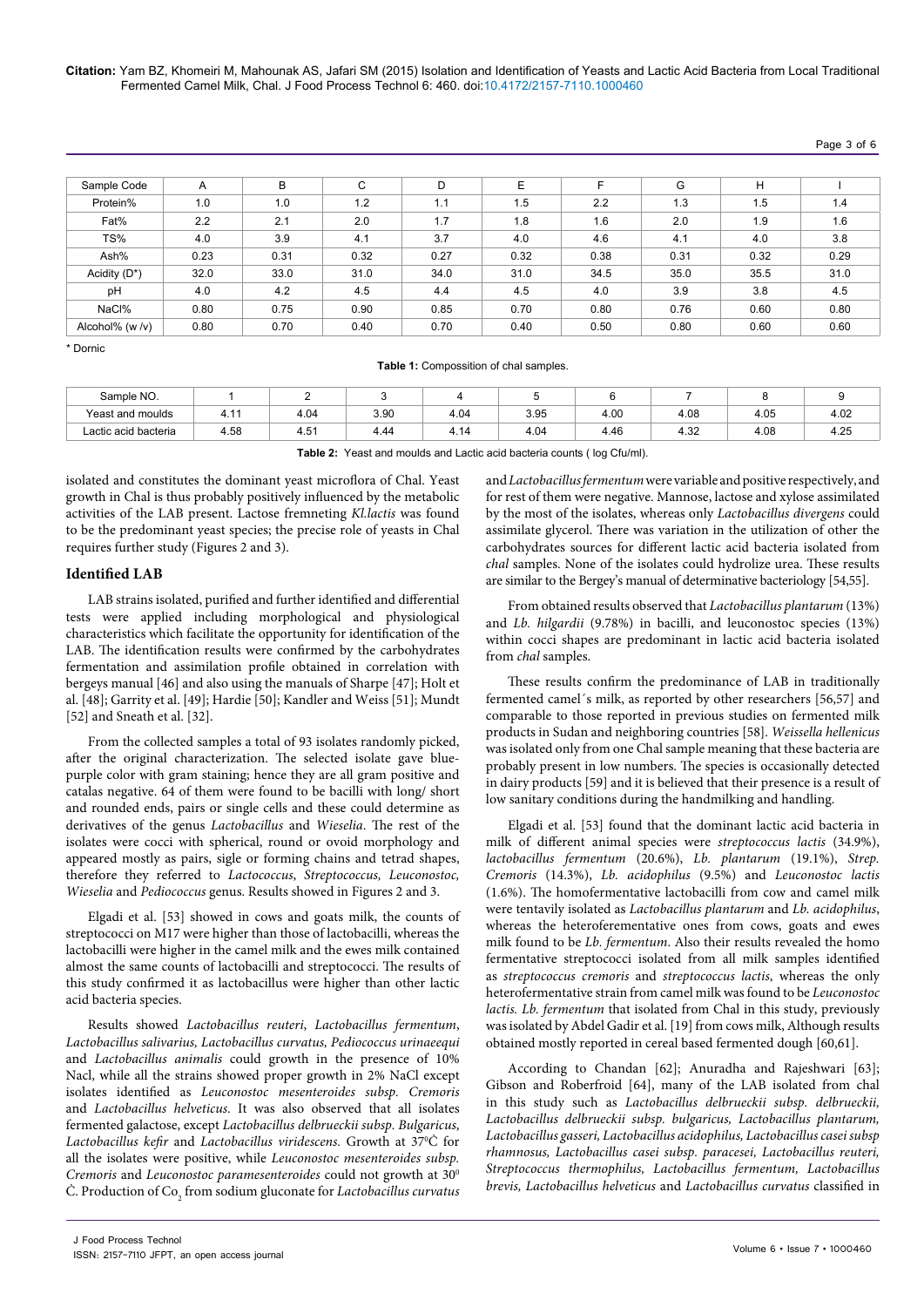| Sample Code | A | B | C | D | E | F | G | H | I |
|---|---|---|---|---|---|---|---|---|---|
| Protein% | 1.0 | 1.0 | 1.2 | 1.1 | 1.5 | 2.2 | 1.3 | 1.5 | 1.4 |
| Fat% | 2.2 | 2.1 | 2.0 | 1.7 | 1.8 | 1.6 | 2.0 | 1.9 | 1.6 |
| TS% | 4.0 | 3.9 | 4.1 | 3.7 | 4.0 | 4.6 | 4.1 | 4.0 | 3.8 |
| Ash% | 0.23 | 0.31 | 0.32 | 0.27 | 0.32 | 0.38 | 0.31 | 0.32 | 0.29 |
| Acidity (D*) | 32.0 | 33.0 | 31.0 | 34.0 | 31.0 | 34.5 | 35.0 | 35.5 | 31.0 |
| pH | 4.0 | 4.2 | 4.5 | 4.4 | 4.5 | 4.0 | 3.9 | 3.8 | 4.5 |
| NaCl% | 0.80 | 0.75 | 0.90 | 0.85 | 0.70 | 0.80 | 0.76 | 0.60 | 0.80 |
| Alcohol% (w /v) | 0.80 | 0.70 | 0.40 | 0.70 | 0.40 | 0.50 | 0.80 | 0.60 | 0.60 |

\* Dornic

**Table 1:** Compossition of chal samples.

| Sample NO. | 1 | 2 | 3 | 4 | 5 | 6 | 7 | 8 | 9 |
|---|---|---|---|---|---|---|---|---|---|
| Yeast and moulds | 4.11 | 4.04 | 3.90 | 4.04 | 3.95 | 4.00 | 4.08 | 4.05 | 4.02 |
| Lactic acid bacteria | 4.58 | 4.51 | 4.44 | 4.14 | 4.04 | 4.46 | 4.32 | 4.08 | 4.25 |

**Table 2:** Yeast and moulds and Lactic acid bacteria counts ( log Cfu/ml).

isolated and constitutes the dominant yeast microflora of Chal. Yeast growth in Chal is thus probably positively influenced by the metabolic activities of the LAB present. Lactose fremneting *Kl.lactis* was found to be the predominant yeast species; the precise role of yeasts in Chal requires further study (Figures 2 and 3).

## Identified LAB

LAB strains isolated, purified and further identified and differential tests were applied including morphological and physiological characteristics which facilitate the opportunity for identification of the LAB. The identification results were confirmed by the carbohydrates fermentation and assimilation profile obtained in correlation with bergeys manual [46] and also using the manuals of Sharpe [47]; Holt et al. [48]; Garrity et al. [49]; Hardie [50]; Kandler and Weiss [51]; Mundt [52] and Sneath et al. [32].

From the collected samples a total of 93 isolates randomly picked, after the original characterization. The selected isolate gave blue-purple color with gram staining; hence they are all gram positive and catalas negative. 64 of them were found to be bacilli with long/ short and rounded ends, pairs or single cells and these could determine as derivatives of the genus *Lactobacillus* and *Wiesella*. The rest of the isolates were cocci with spherical, round or ovoid morphology and appeared mostly as pairs, sigle or forming chains and tetrad shapes, therefore they referred to *Lactococcus*, *Streptococcus, Leuconostoc, Wieselia* and *Pediococcus* genus. Results showed in Figures 2 and 3.

Elgadi et al. [53] showed in cows and goats milk, the counts of streptococci on M17 were higher than those of lactobacilli, whereas the lactobacilli were higher in the camel milk and the ewes milk contained almost the same counts of lactobacilli and streptococci. The results of this study confirmed it as lactobacillus were higher than other lactic acid bacteria species.

Results showed *Lactobacillus reuteri*, *Lactobacillus fermentum*, *Lactobacillus salivarius, Lactobacillus curvatus, Pediococcus urinaeequi* and *Lactobacillus animalis* could growth in the presence of 10% Nacl, while all the strains showed proper growth in 2% NaCl except isolates identified as *Leuconostoc mesenteroides subsp. Cremoris* and *Lactobacillus helveticus*. It was also observed that all isolates fermented galactose, except *Lactobacillus delbrueckii subsp. Bulgaricus*, *Lactobacillus kefir* and *Lactobacillus viridescens*. Growth at 37$^0$Ċ for all the isolates were positive, while *Leuconostoc mesenteroides subsp. Cremoris* and *Leuconostoc paramesenteroides* could not growth at 30$^0$ Ċ. Production of $Co_2$ from sodium gluconate for *Lactobacillus curvatus* and *Lactobacillus fermentum* were variable and positive respectively, and for rest of them were negative. Mannose, lactose and xylose assimilated by the most of the isolates, whereas only *Lactobacillus divergens* could assimilate glycerol. There was variation in the utilization of other the carbohydrates sources for different lactic acid bacteria isolated from *chal* samples. None of the isolates could hydrolize urea. These results are similar to the Bergey's manual of determinative bacteriology [54,55].

From obtained results observed that *Lactobacillus plantarum* (13%) and *Lb. hilgardii* (9.78%) in bacilli, and leuconostoc species (13%) within cocci shapes are predominant in lactic acid bacteria isolated from *chal* samples.

These results confirm the predominance of LAB in traditionally fermented camel´s milk, as reported by other researchers [56,57] and comparable to those reported in previous studies on fermented milk products in Sudan and neighboring countries [58]. *Weissella hellenicus* was isolated only from one Chal sample meaning that these bacteria are probably present in low numbers. The species is occasionally detected in dairy products [59] and it is believed that their presence is a result of low sanitary conditions during the handmilking and handling.

Elgadi et al. [53] found that the dominant lactic acid bacteria in milk of different animal species were *streptococcus lactis* (34.9%), *lactobacillus fermentum* (20.6%), *Lb. plantarum* (19.1%), *Strep. Cremoris* (14.3%), *Lb. acidophilus* (9.5%) and *Leuconostoc lactis* (1.6%). The homofermentative lactobacilli from cow and camel milk were tentavily isolated as *Lactobacillus plantarum* and *Lb. acidophilus*, whereas the heteroferementative ones from cows, goats and ewes milk found to be *Lb. fermentum*. Also their results revealed the homo fermentative streptococci isolated from all milk samples identified as *streptococcus cremoris* and *streptococcus lactis*, whereas the only heterofermentative strain from camel milk was found to be *Leuconostoc lactis. Lb. fermentum* that isolated from Chal in this study, previously was isolated by Abdel Gadir et al. [19] from cows milk, Although results obtained mostly reported in cereal based fermented dough [60,61].

According to Chandan [62]; Anuradha and Rajeshwari [63]; Gibson and Roberfroid [64], many of the LAB isolated from chal in this study such as *Lactobacillus delbrueckii subsp. delbrueckii, Lactobacillus delbrueckii subsp. bulgaricus, Lactobacillus plantarum, Lactobacillus gasseri, Lactobacillus acidophilus, Lactobacillus casei subsp rhamnosus, Lactobacillus casei subsp. paracesei, Lactobacillus reuteri, Streptococcus thermophilus, Lactobacillus fermentum, Lactobacillus brevis, Lactobacillus helveticus* and *Lactobacillus curvatus* classified in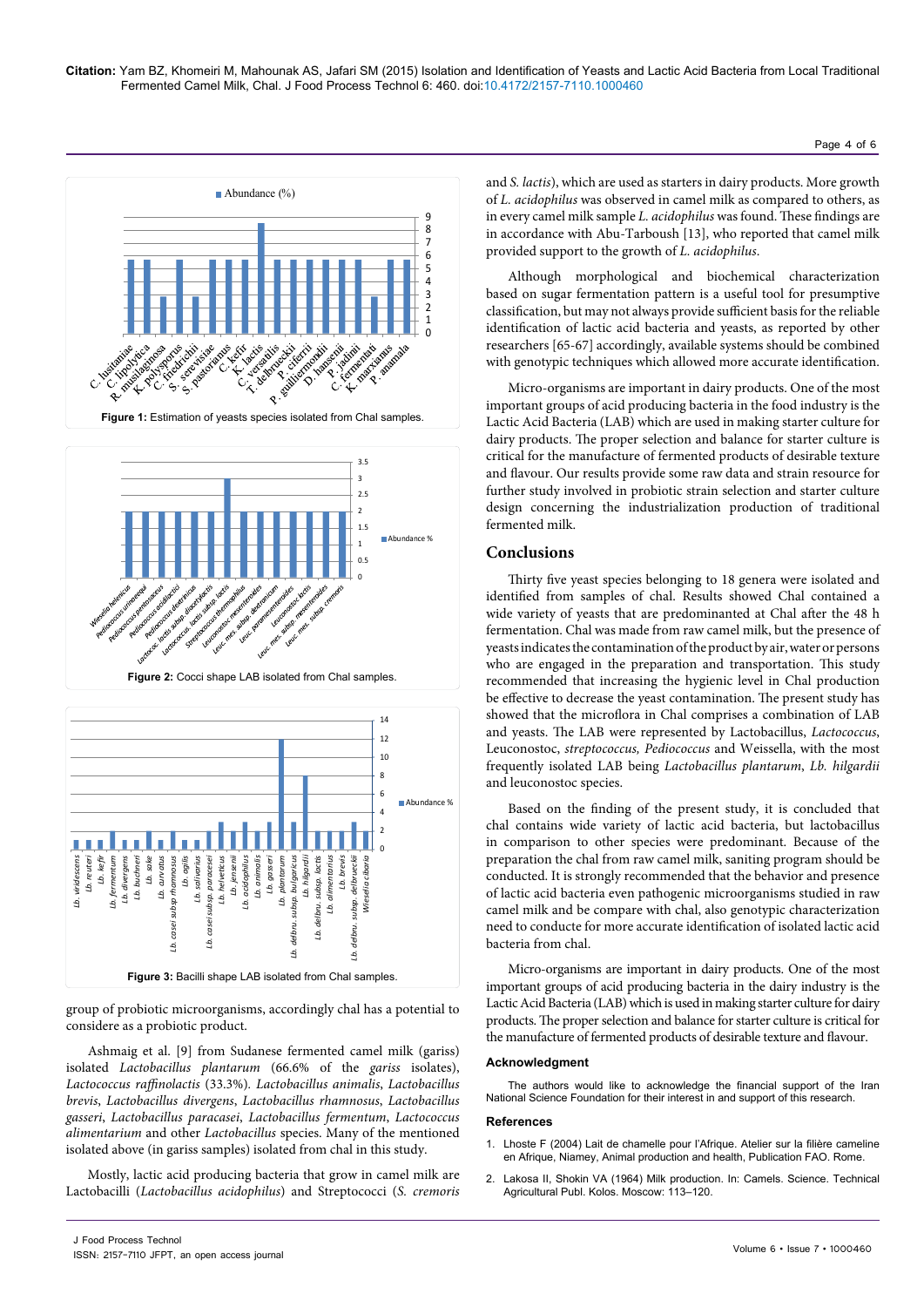Figure 1: Estimation of yeasts species isolated from Chal samples.

Figure 2: Cocci shape LAB isolated from Chal samples.

Figure 3: Bacilli shape LAB isolated from Chal samples.

group of probiotic microorganisms, accordingly chal has a potential to considere as a probiotic product.

Ashmaig et al. [9] from Sudanese fermented camel milk (gariss) isolated *Lactobacillus plantarum* (66.6% of the *gariss* isolates), *Lactococcus raffinolactis* (33.3%). *Lactobacillus animalis*, *Lactobacillus brevis*, *Lactobacillus divergens*, *Lactobacillus rhamnosus*, *Lactobacillus gasseri*, *Lactobacillus paracasei*, *Lactobacillus fermentum*, *Lactococcus alimentarium* and other *Lactobacillus* species. Many of the mentioned isolated above (in gariss samples) isolated from chal in this study.

Mostly, lactic acid producing bacteria that grow in camel milk are Lactobacilli (*Lactobacillus acidophilus*) and Streptococci (*S. cremoris* and *S. lactis*), which are used as starters in dairy products. More growth of *L. acidophilus* was observed in camel milk as compared to others, as in every camel milk sample *L. acidophilus* was found. These findings are in accordance with Abu-Tarboush [13], who reported that camel milk provided support to the growth of *L. acidophilus*.

Although morphological and biochemical characterization based on sugar fermentation pattern is a useful tool for presumptive classification, but may not always provide sufficient basis for the reliable identification of lactic acid bacteria and yeasts, as reported by other researchers [65-67] accordingly, available systems should be combined with genotypic techniques which allowed more accurate identification.

Micro-organisms are important in dairy products. One of the most important groups of acid producing bacteria in the food industry is the Lactic Acid Bacteria (LAB) which are used in making starter culture for dairy products. The proper selection and balance for starter culture is critical for the manufacture of fermented products of desirable texture and flavour. Our results provide some raw data and strain resource for further study involved in probiotic strain selection and starter culture design concerning the industrialization production of traditional fermented milk.

## Conclusions

Thirty five yeast species belonging to 18 genera were isolated and identified from samples of chal. Results showed Chal contained a wide variety of yeasts that are predominated at Chal after the 48 h fermentation. Chal was made from raw camel milk, but the presence of yeasts indicates the contamination of the product by air, water or persons who are engaged in the preparation and transportation. This study recommended that increasing the hygienic level in Chal production be effective to decrease the yeast contamination. The present study has showed that the microflora in Chal comprises a combination of LAB and yeasts. The LAB were represented by Lactobacillus, *Lactococcus*, Leuconostoc, *streptococcus, Pediococcus* and Weissella, with the most frequently isolated LAB being *Lactobacillus plantarum*, *Lb. hilgardii* and leuconostoc species.

Based on the finding of the present study, it is concluded that chal contains wide variety of lactic acid bacteria, but lactobacillus in comparison to other species were predominant. Because of the preparation the chal from raw camel milk, saniting program should be conducted. It is strongly recommended that the behavior and presence of lactic acid bacteria even pathogenic microorganisms studied in raw camel milk and be compare with chal, also genotypic characterization need to conducte for more accurate identification of isolated lactic acid bacteria from chal.

Micro-organisms are important in dairy products. One of the most important groups of acid producing bacteria in the dairy industry is the Lactic Acid Bacteria (LAB) which is used in making starter culture for dairy products. The proper selection and balance for starter culture is critical for the manufacture of fermented products of desirable texture and flavour.

### Acknowledgment

The authors would like to acknowledge the financial support of the Iran National Science Foundation for their interest in and support of this research.

### References

1. Lhoste F (2004) Lait de chamelle pour l'Afrique. Atelier sur la filière cameline en Afrique, Niamey, Animal production and health, Publication FAO. Rome.
2. Lakosa II, Shokin VA (1964) Milk production. In: Camels. Science. Technical Agricultural Publ. Kolos. Moscow: 113–120.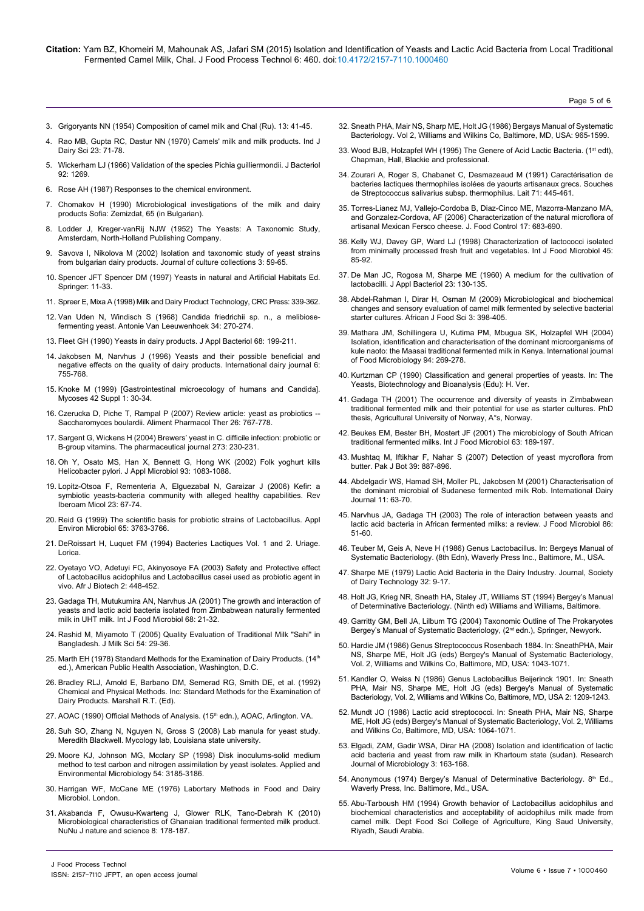3. Grigoryants NN (1954) Composition of camel milk and Chal (Ru). 13: 41-45.

4. Rao MB, Gupta RC, Dastur NN (1970) Camels' milk and milk products. Ind J Dairy Sci 23: 71-78.

5. Wickerham LJ (1966) Validation of the species Pichia guilliermondii. J Bacteriol 92: 1269.

6. Rose AH (1987) Responses to the chemical environment.

7. Chomakov H (1990) Microbiological investigations of the milk and dairy products Sofia: Zemizdat, 65 (in Bulgarian).

8. Lodder J, Kreger-vanRij NJW (1952) The Yeasts: A Taxonomic Study, Amsterdam, North-Holland Publishing Company.

9. Savova I, Nikolova M (2002) Isolation and taxonomic study of yeast strains from bulgarian dairy products. Journal of culture collections 3: 59-65.

10. Spencer JFT Spencer DM (1997) Yeasts in natural and Artificial Habitats Ed. Springer: 11-33.

11. Spreer E, Mixa A (1998) Milk and Dairy Product Technology, CRC Press: 339-362.

12. Van Uden N, Windisch S (1968) Candida friedrichii sp. n., a melibiose-fermenting yeast. Antonie Van Leeuwenhoek 34: 270-274.

13. Fleet GH (1990) Yeasts in dairy products. J Appl Bacteriol 68: 199-211.

14. Jakobsen M, Narvhus J (1996) Yeasts and their possible beneficial and negative effects on the quality of dairy products. International dairy journal 6: 755-768.

15. Knoke M (1999) [Gastrointestinal microecology of humans and Candida]. Mycoses 42 Suppl 1: 30-34.

16. Czerucka D, Piche T, Rampal P (2007) Review article: yeast as probiotics -- Saccharomyces boulardii. Aliment Pharmacol Ther 26: 767-778.

17. Sargent G, Wickens H (2004) Brewers' yeast in C. difficile infection: probiotic or B-group vitamins. The pharmaceutical journal 273: 230-231.

18. Oh Y, Osato MS, Han X, Bennett G, Hong WK (2002) Folk yoghurt kills Helicobacter pylori. J Appl Microbiol 93: 1083-1088.

19. Lopitz-Otsoa F, Rementeria A, Elguezabal N, Garaizar J (2006) Kefir: a symbiotic yeasts-bacteria community with alleged healthy capabilities. Rev Iberoam Micol 23: 67-74.

20. Reid G (1999) The scientific basis for probiotic strains of Lactobacillus. Appl Environ Microbiol 65: 3763-3766.

21. DeRoissart H, Luquet FM (1994) Bacteries Lactiques Vol. 1 and 2. Uriage. Lorica.

22. Oyetayo VO, Adetuyi FC, Akinyosoye FA (2003) Safety and Protective effect of Lactobacillus acidophilus and Lactobacillus casei used as probiotic agent in vivo. Afr J Biotech 2: 448-452.

23. Gadaga TH, Mutukumira AN, Narvhus JA (2001) The growth and interaction of yeasts and lactic acid bacteria isolated from Zimbabwean naturally fermented milk in UHT milk. Int J Food Microbiol 68: 21-32.

24. Rashid M, Miyamoto T (2005) Quality Evaluation of Traditional Milk "Sahi" in Bangladesh. J Milk Sci 54: 29-36.

25. Marth EH (1978) Standard Methods for the Examination of Dairy Products. (14th ed.), American Public Health Association, Washington, D.C.

26. Bradley RLJ, Amold E, Barbano DM, Semerad RG, Smith DE, et al. (1992) Chemical and Physical Methods. Inc: Standard Methods for the Examination of Dairy Products. Marshall R.T. (Ed).

27. AOAC (1990) Official Methods of Analysis. (15th edn.), AOAC, Arlington. VA.

28. Suh SO, Zhang N, Nguyen N, Gross S (2008) Lab manula for yeast study. Meredith Blackwell. Mycology lab, Louisiana state university.

29. Moore KJ, Johnson MG, Mcclary SP (1998) Disk inoculums-solid medium method to test carbon and nitrogen assimilation by yeast isolates. Applied and Environmental Microbiology 54: 3185-3186.

30. Harrigan WF, McCane ME (1976) Labortary Methods in Food and Dairy Microbiol. London.

31. Akabanda F, Owusu-Kwarteng J, Glower RLK, Tano-Debrah K (2010) Microbiological characteristics of Ghanaian traditional fermented milk product. NuNu J nature and science 8: 178-187.

32. Sneath PHA, Mair NS, Sharp ME, Holt JG (1986) Bergays Manual of Systematic Bacteriology. Vol 2, Williams and Wilkins Co, Baltimore, MD, USA: 965-1599.

33. Wood BJB, Holzapfel WH (1995) The Genere of Acid Lactic Bacteria. (1st edt), Chapman, Hall, Blackie and professional.

34. Zourari A, Roger S, Chabanet C, Desmazeaud M (1991) Caractérisation de bacteries lactiques thermophiles isolées de yaourts artisanaux grecs. Souches de Streptococcus salivarius subsp. thermophilus. Lait 71: 445-461.

35. Torres-Lianez MJ, Vallejo-Cordoba B, Diaz-Cinco ME, Mazorra-Manzano MA, and Gonzalez-Cordova, AF (2006) Characterization of the natural microflora of artisanal Mexican Fersco cheese. J. Food Control 17: 683-690.

36. Kelly WJ, Davey GP, Ward LJ (1998) Characterization of lactococci isolated from minimally processed fresh fruit and vegetables. Int J Food Microbiol 45: 85-92.

37. De Man JC, Rogosa M, Sharpe ME (1960) A medium for the cultivation of lactobacilli. J Appl Bacteriol 23: 130-135.

38. Abdel-Rahman I, Dirar H, Osman M (2009) Microbiological and biochemical changes and sensory evaluation of camel milk fermented by selective bacterial starter cultures. African J Food Sci 3: 398-405.

39. Mathara JM, Schillingera U, Kutima PM, Mbugua SK, Holzapfel WH (2004) Isolation, identification and characterisation of the dominant microorganisms of kule naoto: the Maasai traditional fermented milk in Kenya. International journal of Food Microbiology 94: 269-278.

40. Kurtzman CP (1990) Classification and general properties of yeasts. In: The Yeasts, Biotechnology and Bioanalysis (Edu): H. Ver.

41. Gadaga TH (2001) The occurrence and diversity of yeasts in Zimbabwean traditional fermented milk and their potential for use as starter cultures. PhD thesis, Agricultural University of Norway, A°s, Norway.

42. Beukes EM, Bester BH, Mostert JF (2001) The microbiology of South African traditional fermented milks. Int J Food Microbiol 63: 189-197.

43. Mushtaq M, Iftikhar F, Nahar S (2007) Detection of yeast mycroflora from butter. Pak J Bot 39: 887-896.

44. Abdelgadir WS, Hamad SH, Moller PL, Jakobsen M (2001) Characterisation of the dominant microbial of Sudanese fermented milk Rob. International Dairy Journal 11: 63-70.

45. Narvhus JA, Gadaga TH (2003) The role of interaction between yeasts and lactic acid bacteria in African fermented milks: a review. J Food Microbiol 86: 51-60.

46. Teuber M, Geis A, Neve H (1986) Genus Lactobacillus. In: Bergeys Manual of Systematic Bacteriology. (8th Edn), Waverly Press Inc., Baltimore, M., USA.

47. Sharpe ME (1979) Lactic Acid Bacteria in the Dairy Industry. Journal, Society of Dairy Technology 32: 9-17.

48. Holt JG, Krieg NR, Sneath HA, Staley JT, Williams ST (1994) Bergey's Manual of Determinative Bacteriology. (Ninth ed) Williams and Williams, Baltimore.

49. Garritty GM, Bell JA, Lilbum TG (2004) Taxonomic Outline of The Prokaryotes Bergey's Manual of Systematic Bacteriology, (2nd edn.), Springer, Newyork.

50. Hardie JM (1986) Genus Streptococcus Rosenbach 1884. In: SneathPHA, Mair NS, Sharpe ME, Holt JG (eds) Bergey's Manual of Systematic Bacteriology, Vol. 2, Williams and Wilkins Co, Baltimore, MD, USA: 1043-1071.

51. Kandler O, Weiss N (1986) Genus Lactobacillus Beijerinck 1901. In: Sneath PHA, Mair NS, Sharpe ME, Holt JG (eds) Bergey's Manual of Systematic Bacteriology, Vol. 2, Williams and Wilkins Co, Baltimore, MD, USA 2: 1209-1243.

52. Mundt JO (1986) Lactic acid streptococci. In: Sneath PHA, Mair NS, Sharpe ME, Holt JG (eds) Bergey's Manual of Systematic Bacteriology, Vol. 2, Williams and Wilkins Co, Baltimore, MD, USA: 1064-1071.

53. Elgadi, ZAM, Gadir WSA, Dirar HA (2008) Isolation and identification of lactic acid bacteria and yeast from raw milk in Khartoum state (sudan). Research Journal of Microbiology 3: 163-168.

54. Anonymous (1974) Bergey's Manual of Determinative Bacteriology. 8th Ed., Waverly Press, Inc. Baltimore, Md., USA.

55. Abu-Tarboush HM (1994) Growth behavior of Lactobacillus acidophilus and biochemical characteristics and acceptability of acidophilus milk made from camel milk. Dept Food Sci College of Agriculture, King Saud University, Riyadh, Saudi Arabia.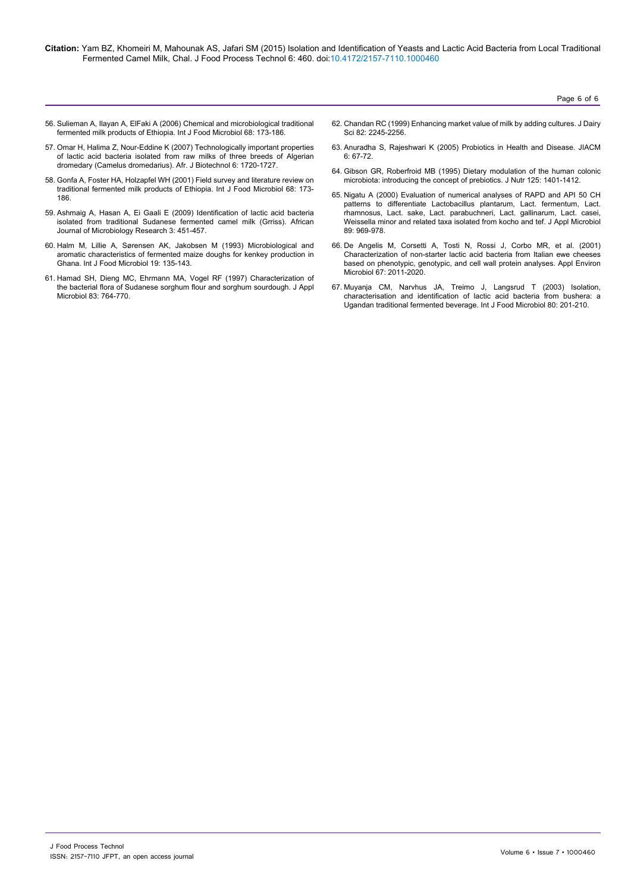56. Sulieman A, Ilayan A, ElFaki A (2006) Chemical and microbiological traditional fermented milk products of Ethiopia. Int J Food Microbiol 68: 173-186.

57. Omar H, Halima Z, Nour-Eddine K (2007) Technologically important properties of lactic acid bacteria isolated from raw milks of three breeds of Algerian dromedary (Camelus dromedarius). Afr. J Biotechnol 6: 1720-1727.

58. Gonfa A, Foster HA, Holzapfel WH (2001) Field survey and literature review on traditional fermented milk products of Ethiopia. Int J Food Microbiol 68: 173-186.

59. Ashmaig A, Hasan A, Ei Gaali E (2009) Identification of lactic acid bacteria isolated from traditional Sudanese fermented camel milk (Grriss). African Journal of Microbiology Research 3: 451-457.

60. Halm M, Lillie A, Sørensen AK, Jakobsen M (1993) Microbiological and aromatic characteristics of fermented maize doughs for kenkey production in Ghana. Int J Food Microbiol 19: 135-143.

61. Hamad SH, Dieng MC, Ehrmann MA, Vogel RF (1997) Characterization of the bacterial flora of Sudanese sorghum flour and sorghum sourdough. J Appl Microbiol 83: 764-770.

62. Chandan RC (1999) Enhancing market value of milk by adding cultures. J Dairy Sci 82: 2245-2256.

63. Anuradha S, Rajeshwari K (2005) Probiotics in Health and Disease. JIACM 6: 67-72.

64. Gibson GR, Roberfroid MB (1995) Dietary modulation of the human colonic microbiota: introducing the concept of prebiotics. J Nutr 125: 1401-1412.

65. Nigatu A (2000) Evaluation of numerical analyses of RAPD and API 50 CH patterns to differentiate Lactobacillus plantarum, Lact. fermentum, Lact. rhamnosus, Lact. sake, Lact. parabuchneri, Lact. gallinarum, Lact. casei, Weissella minor and related taxa isolated from kocho and tef. J Appl Microbiol 89: 969-978.

66. De Angelis M, Corsetti A, Tosti N, Rossi J, Corbo MR, et al. (2001) Characterization of non-starter lactic acid bacteria from Italian ewe cheeses based on phenotypic, genotypic, and cell wall protein analyses. Appl Environ Microbiol 67: 2011-2020.

67. Muyanja CM, Narvhus JA, Treimo J, Langsrud T (2003) Isolation, characterisation and identification of lactic acid bacteria from bushera: a Ugandan traditional fermented beverage. Int J Food Microbiol 80: 201-210.